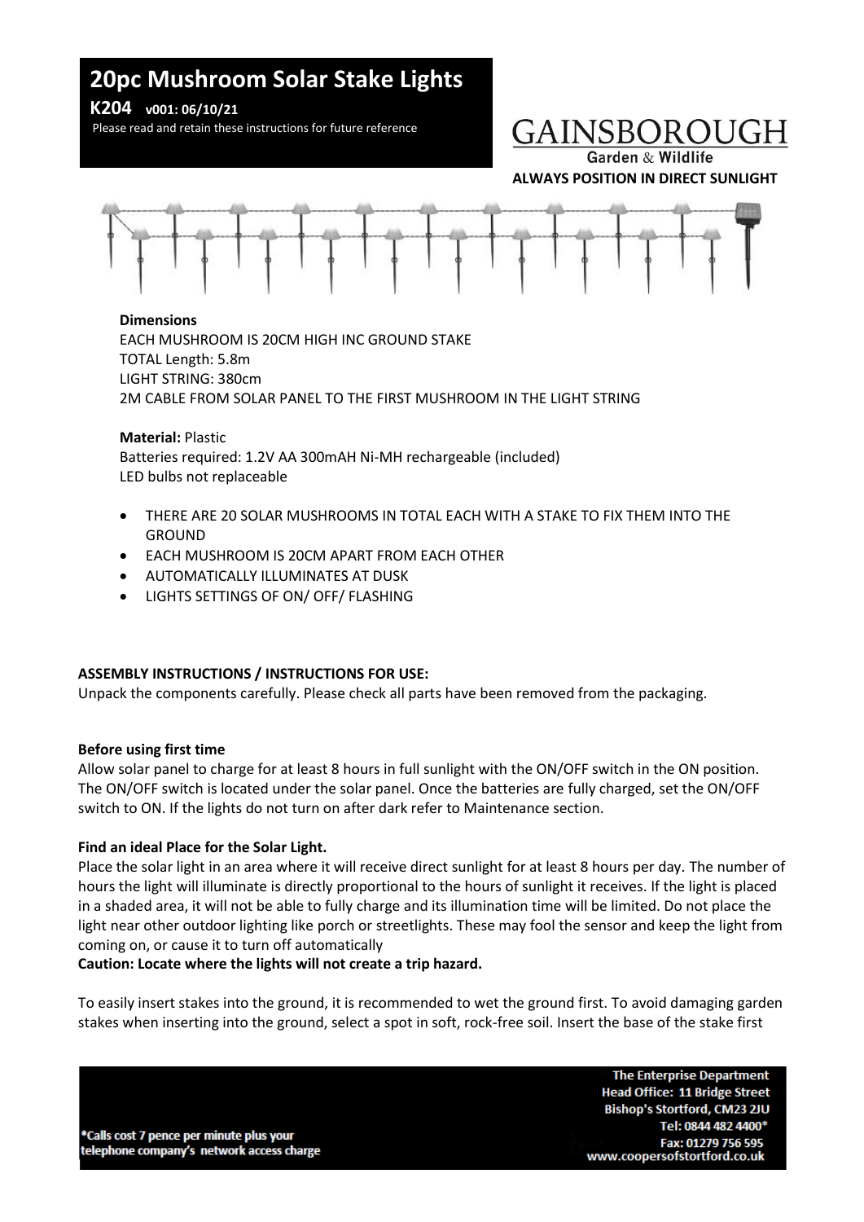# 20pc Mushroom Solar Stake Lights

**K204** **v001: 06/10/21**

Please read and retain these instructions for future reference

GAINSBOROUGH
Garden & Wildlife

**ALWAYS POSITION IN DIRECT SUNLIGHT**

**Dimensions**

EACH MUSHROOM IS 20CM HIGH INC GROUND STAKE
TOTAL Length: 5.8m
LIGHT STRING: 380cm
2M CABLE FROM SOLAR PANEL TO THE FIRST MUSHROOM IN THE LIGHT STRING

**Material:** Plastic
Batteries required: 1.2V AA 300mAH Ni-MH rechargeable (included)
LED bulbs not replaceable

- THERE ARE 20 SOLAR MUSHROOMS IN TOTAL EACH WITH A STAKE TO FIX THEM INTO THE GROUND
- EACH MUSHROOM IS 20CM APART FROM EACH OTHER
- AUTOMATICALLY ILLUMINATES AT DUSK
- LIGHTS SETTINGS OF ON/ OFF/ FLASHING

**ASSEMBLY INSTRUCTIONS / INSTRUCTIONS FOR USE:**

Unpack the components carefully. Please check all parts have been removed from the packaging.

**Before using first time**

Allow solar panel to charge for at least 8 hours in full sunlight with the ON/OFF switch in the ON position. The ON/OFF switch is located under the solar panel. Once the batteries are fully charged, set the ON/OFF switch to ON. If the lights do not turn on after dark refer to Maintenance section.

**Find an ideal Place for the Solar Light.**

Place the solar light in an area where it will receive direct sunlight for at least 8 hours per day. The number of hours the light will illuminate is directly proportional to the hours of sunlight it receives. If the light is placed in a shaded area, it will not be able to fully charge and its illumination time will be limited. Do not place the light near other outdoor lighting like porch or streetlights. These may fool the sensor and keep the light from coming on, or cause it to turn off automatically

**Caution: Locate where the lights will not create a trip hazard.**

To easily insert stakes into the ground, it is recommended to wet the ground first. To avoid damaging garden stakes when inserting into the ground, select a spot in soft, rock-free soil. Insert the base of the stake first

*Calls cost 7 pence per minute plus your telephone company's network access charge

**The Enterprise Department**
**Head Office: 11 Bridge Street**
**Bishop's Stortford, CM23 2JU**
**Tel: 0844 482 4400***
**Fax: 01279 756 595**
**www.coopersofstortford.co.uk**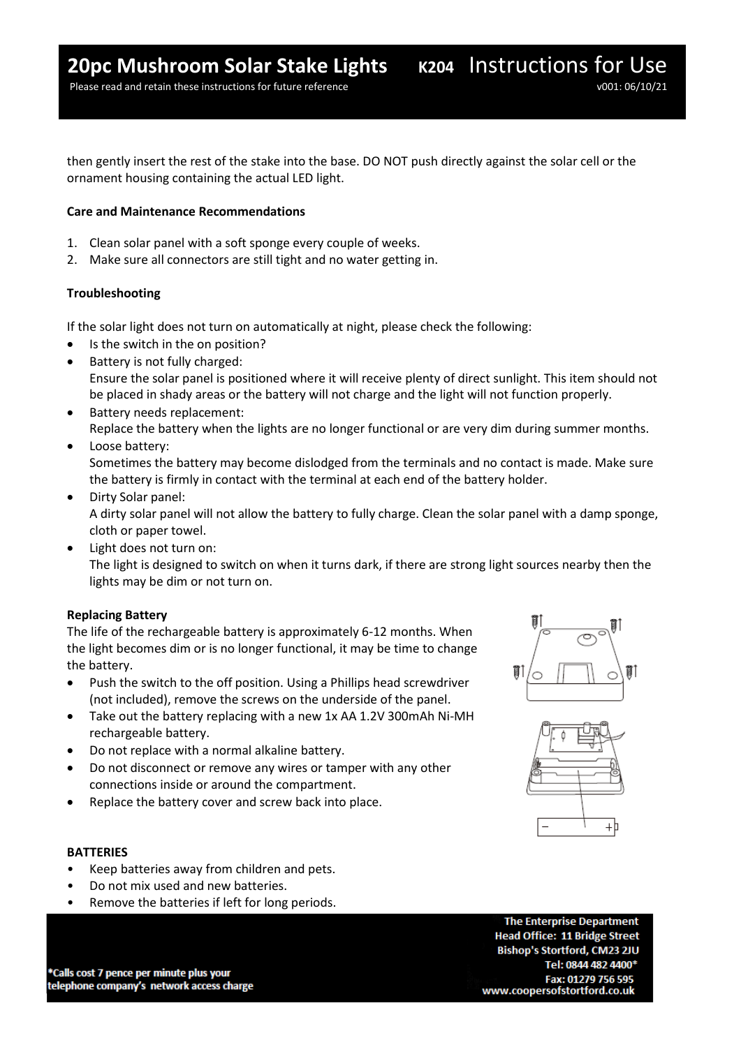then gently insert the rest of the stake into the base. DO NOT push directly against the solar cell or the ornament housing containing the actual LED light.

**Care and Maintenance Recommendations**

1. Clean solar panel with a soft sponge every couple of weeks.
2. Make sure all connectors are still tight and no water getting in.

**Troubleshooting**

If the solar light does not turn on automatically at night, please check the following:

- Is the switch in the on position?
- Battery is not fully charged:
  Ensure the solar panel is positioned where it will receive plenty of direct sunlight. This item should not be placed in shady areas or the battery will not charge and the light will not function properly.
- Battery needs replacement:
  Replace the battery when the lights are no longer functional or are very dim during summer months.
- Loose battery:
  Sometimes the battery may become dislodged from the terminals and no contact is made. Make sure the battery is firmly in contact with the terminal at each end of the battery holder.
- Dirty Solar panel:
  A dirty solar panel will not allow the battery to fully charge. Clean the solar panel with a damp sponge, cloth or paper towel.
- Light does not turn on:
  The light is designed to switch on when it turns dark, if there are strong light sources nearby then the lights may be dim or not turn on.

**Replacing Battery**

The life of the rechargeable battery is approximately 6-12 months. When the light becomes dim or is no longer functional, it may be time to change the battery.

- Push the switch to the off position. Using a Phillips head screwdriver (not included), remove the screws on the underside of the panel.
- Take out the battery replacing with a new 1x AA 1.2V 300mAh Ni-MH rechargeable battery.
- Do not replace with a normal alkaline battery.
- Do not disconnect or remove any wires or tamper with any other connections inside or around the compartment.
- Replace the battery cover and screw back into place.

**BATTERIES**

- Keep batteries away from children and pets.
- Do not mix used and new batteries.
- Remove the batteries if left for long periods.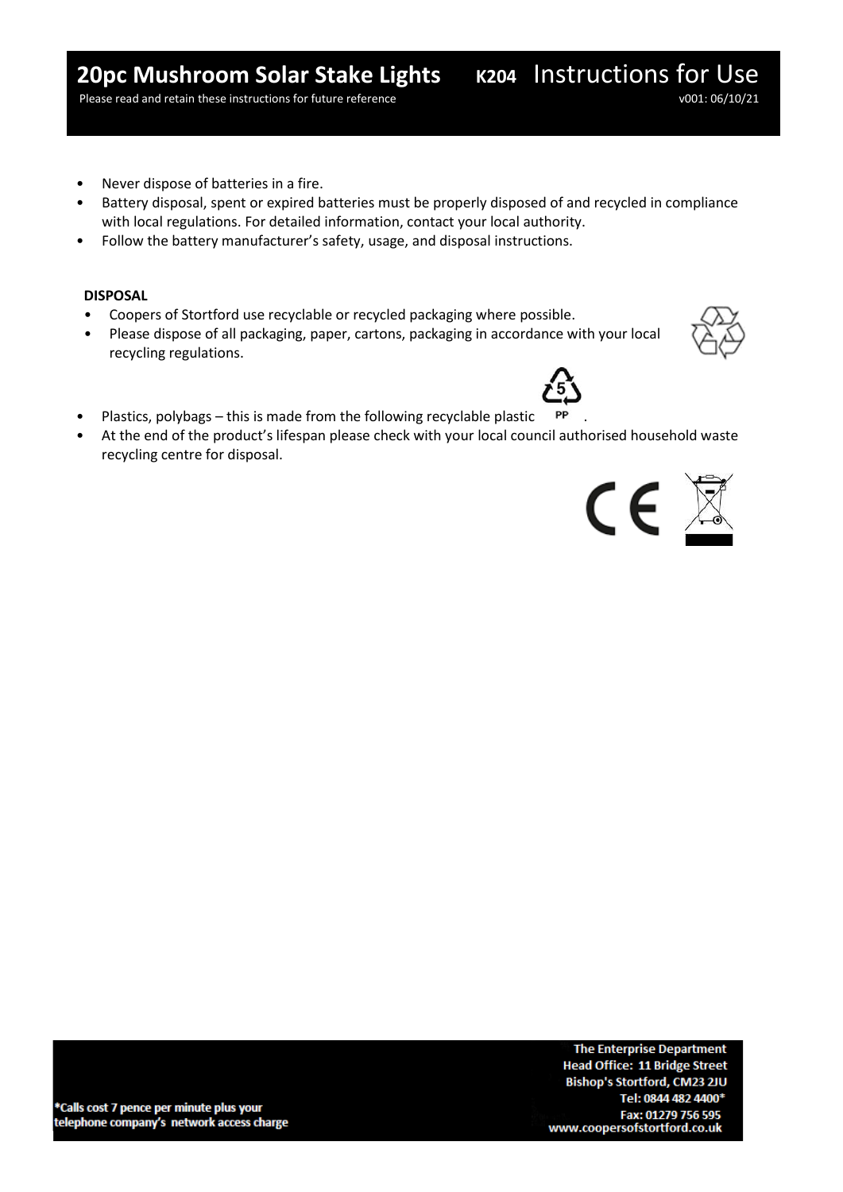- Never dispose of batteries in a fire.
- Battery disposal, spent or expired batteries must be properly disposed of and recycled in compliance with local regulations. For detailed information, contact your local authority.
- Follow the battery manufacturer's safety, usage, and disposal instructions.

**DISPOSAL**

- Coopers of Stortford use recyclable or recycled packaging where possible.
- Please dispose of all packaging, paper, cartons, packaging in accordance with your local recycling regulations.
- Plastics, polybags – this is made from the following recyclable plastic 5 PP .
- At the end of the product's lifespan please check with your local council authorised household waste recycling centre for disposal.

\*Calls cost 7 pence per minute plus your telephone company's network access charge

The Enterprise Department
Head Office: 11 Bridge Street
Bishop's Stortford, CM23 2JU
Tel: 0844 482 4400\*
Fax: 01279 756 595
www.coopersofstortford.co.uk